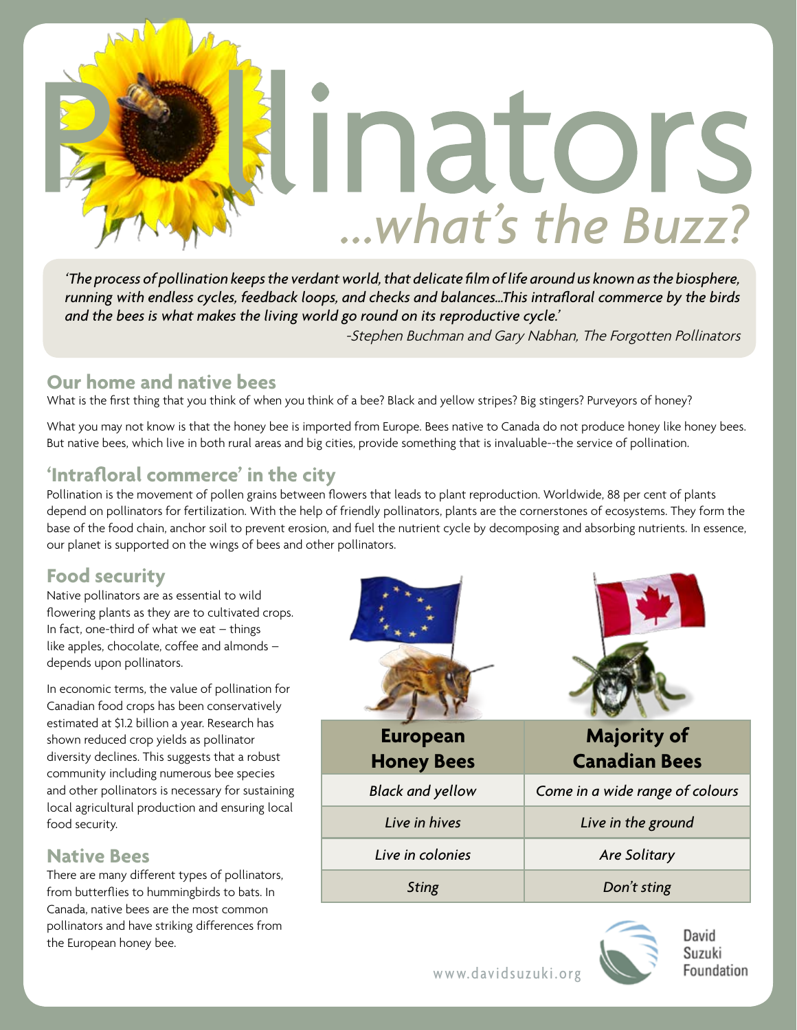# Pollinators

## ...what's the Buzz?

*'The process of pollination keeps the verdant world, that delicate film of life around us known as the biosphere, running with endless cycles, feedback loops, and checks and balances...This intrafloral commerce by the birds and the bees is what makes the living world go round on its reproductive cycle.'*

-Stephen Buchman and Gary Nabhan, The Forgotten Pollinators

## Our home and native bees

What is the first thing that you think of when you think of a bee? Black and yellow stripes? Big stingers? Purveyors of honey?

What you may not know is that the honey bee is imported from Europe. Bees native to Canada do not produce honey like honey bees. But native bees, which live in both rural areas and big cities, provide something that is invaluable--the service of pollination.

## 'Intrafloral commerce' in the city

Pollination is the movement of pollen grains between flowers that leads to plant reproduction. Worldwide, 88 per cent of plants depend on pollinators for fertilization. With the help of friendly pollinators, plants are the cornerstones of ecosystems. They form the base of the food chain, anchor soil to prevent erosion, and fuel the nutrient cycle by decomposing and absorbing nutrients. In essence, our planet is supported on the wings of bees and other pollinators.

## Food security

Native pollinators are as essential to wild flowering plants as they are to cultivated crops. In fact, one-third of what we eat – things like apples, chocolate, coffee and almonds – depends upon pollinators.

In economic terms, the value of pollination for Canadian food crops has been conservatively estimated at $1.2 billion a year. Research has shown reduced crop yields as pollinator diversity declines. This suggests that a robust community including numerous bee species and other pollinators is necessary for sustaining local agricultural production and ensuring local food security.

## Native Bees

There are many different types of pollinators, from butterflies to hummingbirds to bats. In Canada, native bees are the most common pollinators and have striking differences from the European honey bee.

| European Honey Bees | Majority of Canadian Bees |
|---|---|
| *Black and yellow* | *Come in a wide range of colours* |
| *Live in hives* | *Live in the ground* |
| *Live in colonies* | *Are Solitary* |
| *Sting* | *Don't sting* |

www.davidsuzuki.org

David Suzuki Foundation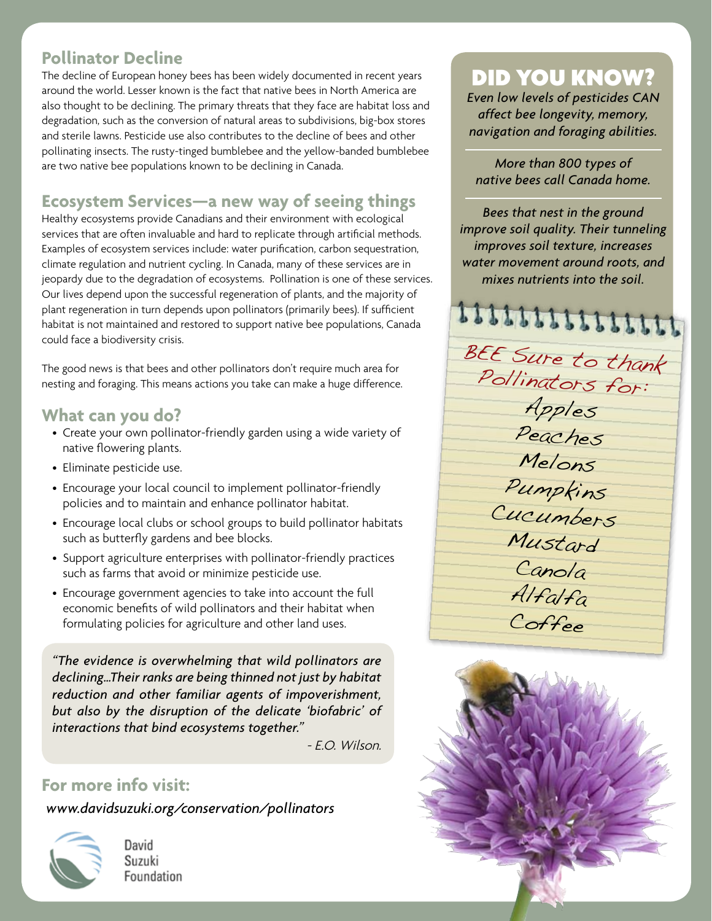## Pollinator Decline

The decline of European honey bees has been widely documented in recent years around the world. Lesser known is the fact that native bees in North America are also thought to be declining. The primary threats that they face are habitat loss and degradation, such as the conversion of natural areas to subdivisions, big-box stores and sterile lawns. Pesticide use also contributes to the decline of bees and other pollinating insects. The rusty-tinged bumblebee and the yellow-banded bumblebee are two native bee populations known to be declining in Canada.

## Ecosystem Services—a new way of seeing things

Healthy ecosystems provide Canadians and their environment with ecological services that are often invaluable and hard to replicate through artificial methods. Examples of ecosystem services include: water purification, carbon sequestration, climate regulation and nutrient cycling. In Canada, many of these services are in jeopardy due to the degradation of ecosystems. Pollination is one of these services. Our lives depend upon the successful regeneration of plants, and the majority of plant regeneration in turn depends upon pollinators (primarily bees). If sufficient habitat is not maintained and restored to support native bee populations, Canada could face a biodiversity crisis.

The good news is that bees and other pollinators don't require much area for nesting and foraging. This means actions you take can make a huge difference.

## What can you do?

- Create your own pollinator-friendly garden using a wide variety of native flowering plants.
- Eliminate pesticide use.
- Encourage your local council to implement pollinator-friendly policies and to maintain and enhance pollinator habitat.
- Encourage local clubs or school groups to build pollinator habitats such as butterfly gardens and bee blocks.
- Support agriculture enterprises with pollinator-friendly practices such as farms that avoid or minimize pesticide use.
- Encourage government agencies to take into account the full economic benefits of wild pollinators and their habitat when formulating policies for agriculture and other land uses.

> *"The evidence is overwhelming that wild pollinators are declining...Their ranks are being thinned not just by habitat reduction and other familiar agents of impoverishment, but also by the disruption of the delicate 'biofabric' of interactions that bind ecosystems together."*
>
> - E.O. Wilson.

## For more info visit:

*www.davidsuzuki.org/conservation/pollinators*

David Suzuki Foundation

## DID YOU KNOW?

*Even low levels of pesticides CAN affect bee longevity, memory, navigation and foraging abilities.*

*More than 800 types of native bees call Canada home.*

*Bees that nest in the ground improve soil quality. Their tunneling improves soil texture, increases water movement around roots, and mixes nutrients into the soil.*

BEE Sure to thank Pollinators for:

Apples
Peaches
Melons
Pumpkins
Cucumbers
Mustard
Canola
Alfalfa
Coffee